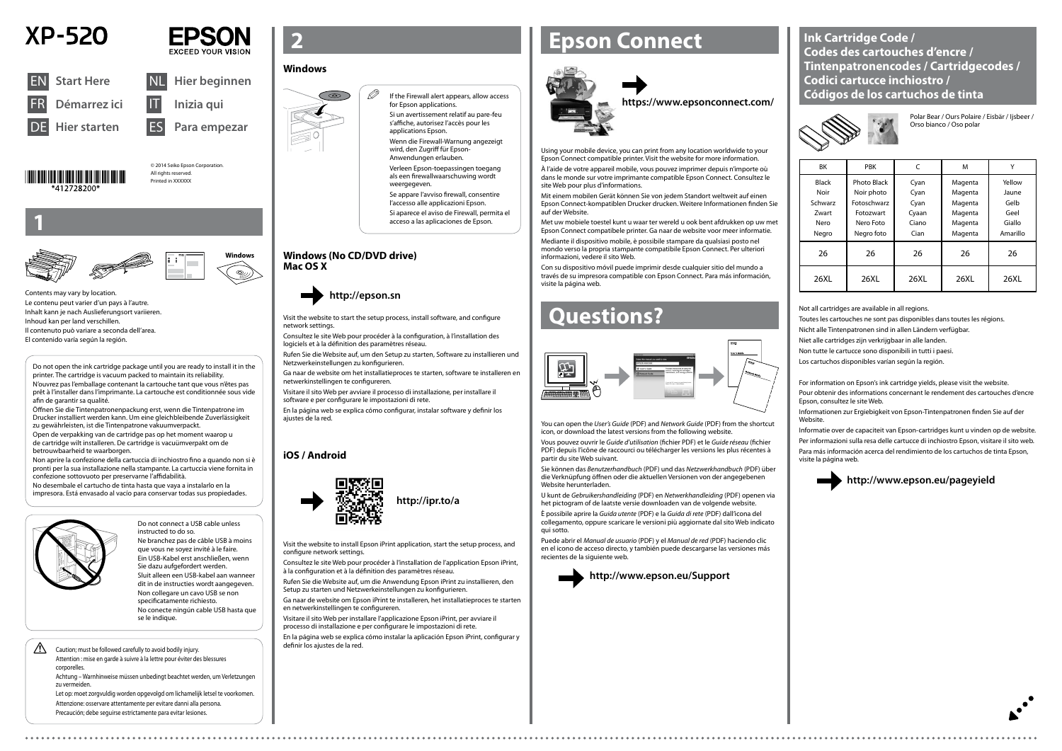# XP-520

EPSON
EXCEED YOUR VISION

| | | | |
|---|---|---|---|
| EN | **Start Here** | NL | **Hier beginnen** |
| FR | **Démarrez ici** | IT | **Inizia qui** |
| DE | **Hier starten** | ES | **Para empezar** |

*412728200*

© 2014 Seiko Epson Corporation.
All rights reserved.
Printed in XXXXXX

## 1

Windows

Contents may vary by location.
Le contenu peut varier d'un pays à l'autre.
Inhalt kann je nach Auslieferungsort variieren.
Inhoud kan per land verschillen.
Il contenuto può variare a seconda dell'area.
El contenido varía según la región.

Do not open the ink cartridge package until you are ready to install it in the printer. The cartridge is vacuum packed to maintain its reliability.
N'ouvrez pas l'emballage contenant la cartouche tant que vous n'êtes pas prêt à l'installer dans l'imprimante. La cartouche est conditionnée sous vide afin de garantir sa qualité.
Öffnen Sie die Tintenpatronenpackung erst, wenn die Tintenpatrone im Drucker installiert werden kann. Um eine gleichbleibende Zuverlässigkeit zu gewährleisten, ist die Tintenpatrone vakuumverpackt.
Open de verpakking van de cartridge pas op het moment waarop u de cartridge wilt installeren. De cartridge is vacuümverpakt om de betrouwbaarheid te waarborgen.
Non aprire la confezione della cartuccia di inchiostro fino a quando non si è pronti per la sua installazione nella stampante. La cartuccia viene fornita in confezione sottovuoto per preservarne l'affidabilità.
No desembale el cartucho de tinta hasta que vaya a instalarlo en la impresora. Está envasado al vacío para conservar todas sus propiedades.

Do not connect a USB cable unless instructed to do so.
Ne branchez pas de câble USB à moins que vous ne soyez invité à le faire.
Ein USB-Kabel erst anschließen, wenn Sie dazu aufgefordert werden.
Sluit alleen een USB-kabel aan wanneer dit in de instructies wordt aangegeven.
Non collegare un cavo USB se non specificatamente richiesto.
No conecte ningún cable USB hasta que se le indique.

Caution; must be followed carefully to avoid bodily injury.
Attention : mise en garde à suivre à la lettre pour éviter des blessures corporelles.
Achtung – Warnhinweise müssen unbedingt beachtet werden, um Verletzungen zu vermeiden.
Let op: moet zorgvuldig worden opgevolgd om lichamelijk letsel te voorkomen.
Attenzione: osservare attentamente per evitare danni alla persona.
Precaución; debe seguirse estrictamente para evitar lesiones.

## 2

### Windows

If the Firewall alert appears, allow access for Epson applications.
Si un avertissement relatif au pare-feu s'affiche, autorisez l'accès pour les applications Epson.
Wenn die Firewall-Warnung angezeigt wird, den Zugriff für Epson-Anwendungen erlauben.
Verleen Epson-toepassingen toegang als een firewallwaarschuwing wordt weergegeven.
Se appare l'avviso firewall, consentire l'accesso alle applicazioni Epson.
Si aparece el aviso de Firewall, permita el acceso a las aplicaciones de Epson.

### Windows (No CD/DVD drive)
### Mac OS X

**http://epson.sn**

Visit the website to start the setup process, install software, and configure network settings.
Consultez le site Web pour procéder à la configuration, à l'installation des logiciels et à la définition des paramètres réseau.
Rufen Sie die Website auf, um den Setup zu starten, Software zu installieren und Netzwerkeinstellungen zu konfigurieren.
Ga naar de website om het installatieproces te starten, software te installeren en netwerkinstellingen te configureren.
Visitare il sito Web per avviare il processo di installazione, per installare il software e per configurare le impostazioni di rete.
En la página web se explica cómo configurar, instalar software y definir los ajustes de la red.

### iOS / Android

**http://ipr.to/a**

Visit the website to install Epson iPrint application, start the setup process, and configure network settings.
Consultez le site Web pour procéder à l'installation de l'application Epson iPrint, à la configuration et à la définition des paramètres réseau.
Rufen Sie die Website auf, um die Anwendung Epson iPrint zu installieren, den Setup zu starten und Netzwerkeinstellungen zu konfigurieren.
Ga naar de website om Epson iPrint te installeren, het installatieproces te starten en netwerkinstellingen te configureren.
Visitare il sito Web per installare l'applicazione Epson iPrint, per avviare il processo di installazione e per configurare le impostazioni di rete.
En la página web se explica cómo instalar la aplicación Epson iPrint, configurar y definir los ajustes de la red.

## Epson Connect

**https://www.epsonconnect.com/**

Using your mobile device, you can print from any location worldwide to your Epson Connect compatible printer. Visit the website for more information.
À l'aide de votre appareil mobile, vous pouvez imprimer depuis n'importe où dans le monde sur votre imprimante compatible Epson Connect. Consultez le site Web pour plus d'informations.
Mit einem mobilen Gerät können Sie von jedem Standort weltweit auf einen Epson Connect-kompatiblen Drucker drucken. Weitere Informationen finden Sie auf der Website.
Met uw mobiele toestel kunt u waar ter wereld u ook bent afdrukken op uw met Epson Connect compatibele printer. Ga naar de website voor meer informatie.
Mediante il dispositivo mobile, è possibile stampare da qualsiasi posto nel mondo verso la propria stampante compatibile Epson Connect. Per ulteriori informazioni, vedere il sito Web.
Con su dispositivo móvil puede imprimir desde cualquier sitio del mundo a través de su impresora compatible con Epson Connect. Para más información, visite la página web.

## Questions?

You can open the *User's Guide* (PDF) and *Network Guide* (PDF) from the shortcut icon, or download the latest versions from the following website.
Vous pouvez ouvrir le *Guide d'utilisation* (fichier PDF) et le *Guide réseau* (fichier PDF) depuis l'icône de raccourci ou télécharger les versions les plus récentes à partir du site Web suivant.
Sie können das *Benutzerhandbuch* (PDF) und das *Netzwerkhandbuch* (PDF) über die Verknüpfung öffnen oder die aktuellen Versionen von der angegebenen Website herunterladen.
U kunt de *Gebruikershandleiding* (PDF) en *Netwerkhandleiding* (PDF) openen via het pictogram of de laatste versie downloaden van de volgende website.
È possibile aprire la *Guida utente* (PDF) e la *Guida di rete* (PDF) dall'icona del collegamento, oppure scaricare le versioni più aggiornate dal sito Web indicato qui sotto.
Puede abrir el *Manual de usuario* (PDF) y el *Manual de red* (PDF) haciendo clic en el icono de acceso directo, y también puede descargarse las versiones más recientes de la siguiente web.

**http://www.epson.eu/Support**

## Ink Cartridge Code / Codes des cartouches d'encre / Tintenpatronencodes / Cartridgecodes / Codici cartucce inchiostro / Códigos de los cartuchos de tinta

Polar Bear / Ours Polaire / Eisbär / IJsbeer / Orso bianco / Oso polar

| BK | PBK | C | M | Y |
|---|---|---|---|---|
| Black<br>Noir<br>Schwarz<br>Zwart<br>Nero<br>Negro | Photo Black<br>Noir photo<br>Fotoschwarz<br>Fotozwart<br>Nero Foto<br>Negro foto | Cyan<br>Cyan<br>Cyan<br>Cyaan<br>Ciano<br>Cian | Magenta<br>Magenta<br>Magenta<br>Magenta<br>Magenta<br>Magenta | Yellow<br>Jaune<br>Gelb<br>Geel<br>Giallo<br>Amarillo |
| 26 | 26 | 26 | 26 | 26 |
| 26XL | 26XL | 26XL | 26XL | 26XL |

Not all cartridges are available in all regions.
Toutes les cartouches ne sont pas disponibles dans toutes les régions.
Nicht alle Tintenpatronen sind in allen Ländern verfügbar.
Niet alle cartridges zijn verkrijgbaar in alle landen.
Non tutte le cartucce sono disponibili in tutti i paesi.
Los cartuchos disponibles varían según la región.

For information on Epson's ink cartridge yields, please visit the website.
Pour obtenir des informations concernant le rendement des cartouches d'encre Epson, consultez le site Web.
Informationen zur Ergiebigkeit von Epson-Tintenpatronen finden Sie auf der Website.
Informatie over de capaciteit van Epson-cartridges kunt u vinden op de website.
Per informazioni sulla resa delle cartucce di inchiostro Epson, visitare il sito web.
Para más información acerca del rendimiento de los cartuchos de tinta Epson, visite la página web.

**http://www.epson.eu/pageyield**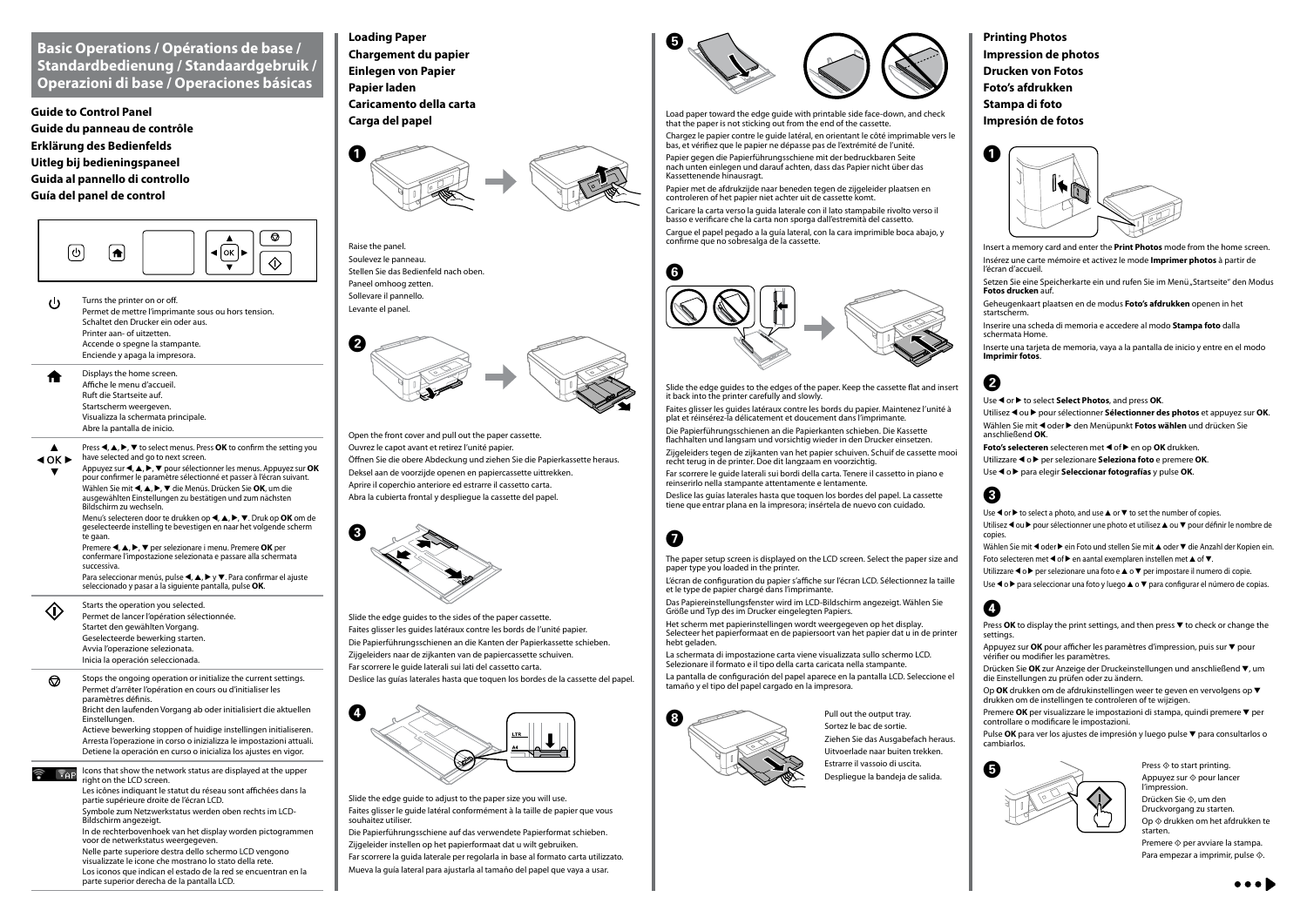## Basic Operations / Opérations de base / Standardbedienung / Standaardgebruik / Operazioni di base / Operaciones básicas

### Guide to Control Panel
### Guide du panneau de contrôle
### Erklärung des Bedienfelds
### Uitleg bij bedieningspaneel
### Guida al pannello di controllo
### Guía del panel de control

| | |
|---|---|
| ⏻ | Turns the printer on or off.<br>Permet de mettre l'imprimante sous ou hors tension.<br>Schaltet den Drucker ein oder aus.<br>Printer aan- of uitzetten.<br>Accende o spegne la stampante.<br>Enciende y apaga la impresora. |
| 🏠 | Displays the home screen.<br>Affiche le menu d'accueil.<br>Ruft die Startseite auf.<br>Startscherm weergeven.<br>Visualizza la schermata principale.<br>Abre la pantalla de inicio. |
| ▲ ◀ OK ▶ ▼ | Press ◀, ▲, ▶, ▼ to select menus. Press **OK** to confirm the setting you have selected and go to next screen.<br>Appuyez sur ◀, ▲, ▶, ▼ pour sélectionner les menus. Appuyez sur **OK** pour confirmer le paramètre sélectionné et passer à l'écran suivant.<br>Wählen Sie mit ◀, ▲, ▶, ▼ die Menüs. Drücken Sie **OK**, um die ausgewählten Einstellungen zu bestätigen und zum nächsten Bildschirm zu wechseln.<br>Menu's selecteren door te drukken op ◀, ▲, ▶, ▼. Druk op **OK** om de geselecteerde instelling te bevestigen en naar het volgende scherm te gaan.<br>Premere ◀, ▲, ▶, ▼ per selezionare i menu. Premere **OK** per confermare l'impostazione selezionata e passare alla schermata successiva.<br>Para seleccionar menús, pulse ◀, ▲, ▶ y ▼. Para confirmar el ajuste seleccionado y pasar a la siguiente pantalla, pulse **OK**. |
| ◇ | Starts the operation you selected.<br>Permet de lancer l'opération sélectionnée.<br>Startet den gewählten Vorgang.<br>Geselecteerde bewerking starten.<br>Avvia l'operazione selezionata.<br>Inicia la operación seleccionada. |
| ⊘ | Stops the ongoing operation or initialize the current settings.<br>Permet d'arrêter l'opération en cours ou d'initialiser les paramètres définis.<br>Bricht den laufenden Vorgang ab oder initialisiert die aktuellen Einstellungen.<br>Actieve bewerking stoppen of huidige instellingen initialiseren.<br>Arresta l'operazione in corso o inizializza le impostazioni attuali.<br>Detiene la operación en curso o inicializa los ajustes en vigor. |
| Wi-Fi / AP | Icons that show the network status are displayed at the upper right on the LCD screen.<br>Les icônes indiquant le statut du réseau sont affichées dans la partie supérieure droite de l'écran LCD.<br>Symbole zum Netzwerkstatus werden oben rechts im LCD-Bildschirm angezeigt.<br>In de rechterbovenhoek van het display worden pictogrammen voor de netwerkstatus weergegeven.<br>Nella parte superiore destra dello schermo LCD vengono visualizzate le icone che mostrano lo stato della rete.<br>Los iconos que indican el estado de la red se encuentran en la parte superior derecha de la pantalla LCD. |

### Loading Paper
### Chargement du papier
### Einlegen von Papier
### Papier laden
### Caricamento della carta
### Carga del papel

**1**

Raise the panel.
Soulevez le panneau.
Stellen Sie das Bedienfeld nach oben.
Paneel omhoog zetten.
Sollevare il pannello.
Levante el panel.

**2**

Open the front cover and pull out the paper cassette.
Ouvrez le capot avant et retirez l'unité papier.
Öffnen Sie die obere Abdeckung und ziehen Sie die Papierkassette heraus.
Deksel aan de voorzijde openen en papiercassette uittrekken.
Aprire il coperchio anteriore ed estrarre il cassetto carta.
Abra la cubierta frontal y despliegue la cassette del papel.

**3**

Slide the edge guides to the sides of the paper cassette.
Faites glisser les guides latéraux contre les bords de l'unité papier.
Die Papierführungsschienen an die Kanten der Papierkassette schieben.
Zijgeleiders naar de zijkanten van de papiercassette schuiven.
Far scorrere le guide laterali sui lati del cassetto carta.
Deslice las guías laterales hasta que toquen los bordes de la cassette del papel.

**4**

Slide the edge guide to adjust to the paper size you will use.
Faites glisser le guide latéral conformément à la taille de papier que vous souhaitez utiliser.
Die Papierführungsschiene auf das verwendete Papierformat schieben.
Zijgeleider instellen op het papierformaat dat u wilt gebruiken.
Far scorrere la guida laterale per regolarla in base al formato carta utilizzato.
Mueva la guía lateral para ajustarla al tamaño del papel que vaya a usar.

**5**

Load paper toward the edge guide with printable side face-down, and check that the paper is not sticking out from the end of the cassette.
Chargez le papier contre le guide latéral, en orientant le côté imprimable vers le bas, et vérifiez que le papier ne dépasse pas de l'extrémité de l'unité.
Papier gegen die Papierführungsschiene mit der bedruckbaren Seite nach unten einlegen und darauf achten, dass das Papier nicht über das Kassettenende hinausragt.
Papier met de afdrukzijde naar beneden tegen de zijgeleider plaatsen en controleren of het papier niet achter uit de cassette komt.
Caricare la carta verso la guida laterale con il lato stampabile rivolto verso il basso e verificare che la carta non sporga dall'estremità del cassetto.
Cargue el papel pegado a la guía lateral, con la cara imprimible boca abajo, y confirme que no sobresalga de la cassette.

**6**

Slide the edge guides to the edges of the paper. Keep the cassette flat and insert it back into the printer carefully and slowly.
Faites glisser les guides latéraux contre les bords du papier. Maintenez l'unité à plat et réinsérez-la délicatement et doucement dans l'imprimante.
Die Papierführungsschienen an die Papierkanten schieben. Die Kassette flachhalten und langsam und vorsichtig wieder in den Drucker einsetzen.
Zijgeleiders tegen de zijkanten van het papier schuiven. Schuif de cassette mooi recht terug in de printer. Doe dit langzaam en voorzichtig.
Far scorrere le guide laterali sui bordi della carta. Tenere il cassetto in piano e reinserirlo nella stampante attentamente e lentamente.
Deslice las guías laterales hasta que toquen los bordes del papel. La cassette tiene que entrar plana en la impresora; insértela de nuevo con cuidado.

**7**

The paper setup screen is displayed on the LCD screen. Select the paper size and paper type you loaded in the printer.
L'écran de configuration du papier s'affiche sur l'écran LCD. Sélectionnez la taille et le type de papier chargé dans l'imprimante.
Das Papiereinstellungsfenster wird im LCD-Bildschirm angezeigt. Wählen Sie Größe und Typ des im Drucker eingelegten Papiers.
Het scherm met papierinstellingen wordt weergegeven op het display. Selecteer het papierformaat en de papiersoort van het papier dat u in de printer hebt geladen.
La schermata di impostazione carta viene visualizzata sullo schermo LCD. Selezionare il formato e il tipo della carta caricata nella stampante.
La pantalla de configuración del papel aparece en la pantalla LCD. Seleccione el tamaño y el tipo del papel cargado en la impresora.

**8**

Pull out the output tray.
Sortez le bac de sortie.
Ziehen Sie das Ausgabefach heraus.
Uitvoerlade naar buiten trekken.
Estrarre il vassoio di uscita.
Despliegue la bandeja de salida.

### Printing Photos
### Impression de photos
### Drucken von Fotos
### Foto's afdrukken
### Stampa di foto
### Impresión de fotos

**1**

Insert a memory card and enter the **Print Photos** mode from the home screen.
Insérez une carte mémoire et activez le mode **Imprimer photos** à partir de l'écran d'accueil.
Setzen Sie eine Speicherkarte ein und rufen Sie im Menü „Startseite" den Modus **Fotos drucken** auf.
Geheugenkaart plaatsen en de modus **Foto's afdrukken** openen in het startscherm.
Inserire una scheda di memoria e accedere al modo **Stampa foto** dalla schermata Home.
Inserte una tarjeta de memoria, vaya a la pantalla de inicio y entre en el modo **Imprimir fotos**.

**2**

Use ◀ or ▶ to select **Select Photos**, and press **OK**.
Utilisez ◀ ou ▶ pour sélectionner **Sélectionner des photos** et appuyez sur **OK**.
Wählen Sie mit ◀ oder ▶ den Menüpunkt **Fotos wählen** und drücken Sie anschließend **OK**.
**Foto's selecteren** selecteren met ◀ of ▶ en op **OK** drukken.
Utilizzare ◀ o ▶ per selezionare **Seleziona foto** e premere **OK**.
Use ◀ o ▶ para elegir **Seleccionar fotografías** y pulse **OK**.

**3**

Use ◀ or ▶ to select a photo, and use ▲ or ▼ to set the number of copies.
Utilisez ◀ ou ▶ pour sélectionner une photo et utilisez ▲ ou ▼ pour définir le nombre de copies.
Wählen Sie mit ◀ oder ▶ ein Foto und stellen Sie mit ▲ oder ▼ die Anzahl der Kopien ein.
Foto selecteren met ◀ of ▶ en aantal exemplaren instellen met ▲ of ▼.
Utilizzare ◀ o ▶ per selezionare una foto e ▲ o ▼ per impostare il numero di copie.
Use ◀ o ▶ para seleccionar una foto y luego ▲ o ▼ para configurar el número de copias.

**4**

Press **OK** to display the print settings, and then press ▼ to check or change the settings.
Appuyez sur **OK** pour afficher les paramètres d'impression, puis sur ▼ pour vérifier ou modifier les paramètres.
Drücken Sie **OK** zur Anzeige der Druckeinstellungen und anschließend ▼, um die Einstellungen zu prüfen oder zu ändern.
Op **OK** drukken om de afdrukinstellingen weer te geven en vervolgens op ▼ drukken om de instellingen te controleren of te wijzigen.
Premere **OK** per visualizzare le impostazioni di stampa, quindi premere ▼ per controllare o modificare le impostazioni.
Pulse **OK** para ver los ajustes de impresión y luego pulse ▼ para consultarlos o cambiarlos.

**5**

Press ◇ to start printing.
Appuyez sur ◇ pour lancer l'impression.
Drücken Sie ◇, um den Druckvorgang zu starten.
Op ◇ drukken om het afdrukken te starten.
Premere ◇ per avviare la stampa.
Para empezar a imprimir, pulse ◇.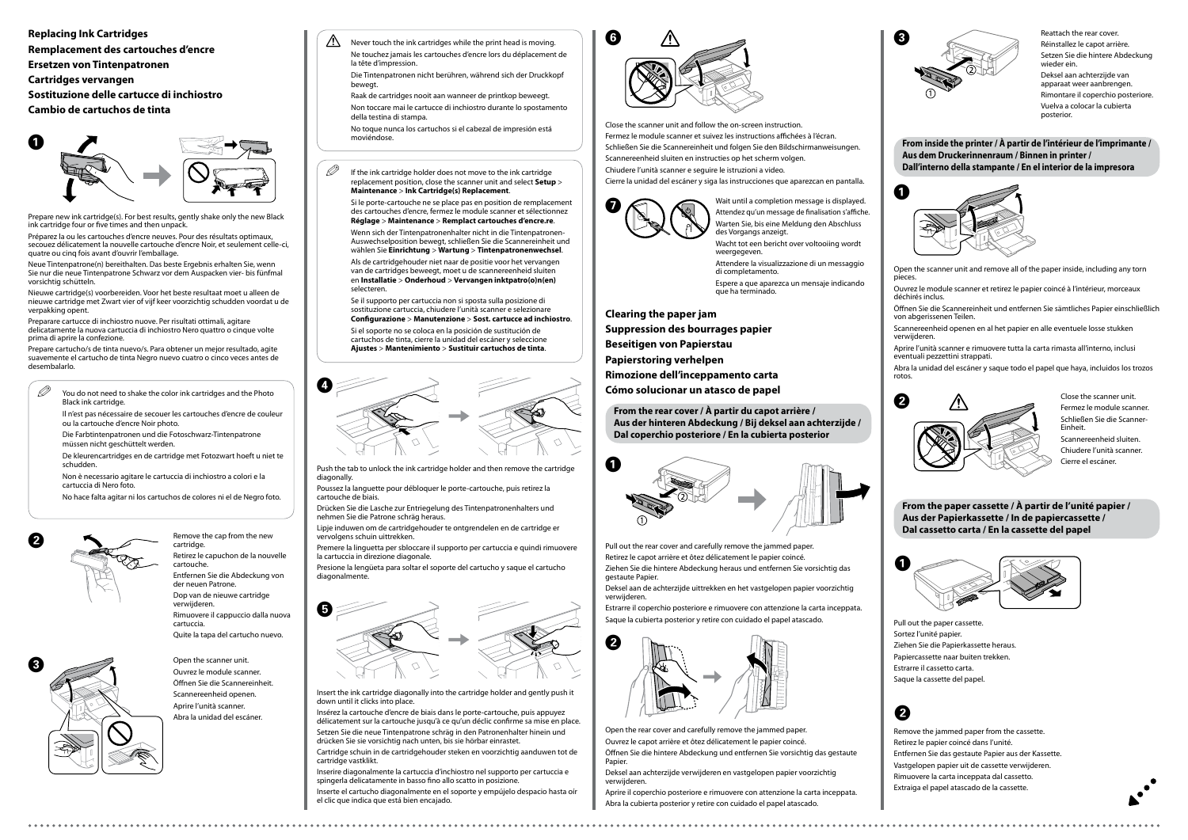## Replacing Ink Cartridges

## Remplacement des cartouches d'encre

## Ersetzen von Tintenpatronen

## Cartridges vervangen

## Sostituzione delle cartucce di inchiostro

## Cambio de cartuchos de tinta

**1**

Prepare new ink cartridge(s). For best results, gently shake only the new Black ink cartridge four or five times and then unpack.

Préparez la ou les cartouches d'encre neuves. Pour des résultats optimaux, secouez délicatement la nouvelle cartouche d'encre Noir, et seulement celle-ci, quatre ou cinq fois avant d'ouvrir l'emballage.

Neue Tintenpatrone(n) bereithalten. Das beste Ergebnis erhalten Sie, wenn Sie nur die neue Tintenpatrone Schwarz vor dem Auspacken vier- bis fünfmal vorsichtig schütteln.

Nieuwe cartridge(s) voorbereiden. Voor het beste resultaat moet u alleen de nieuwe cartridge met Zwart vier of vijf keer voorzichtig schudden voordat u de verpakking opent.

Preparare cartucce di inchiostro nuove. Per risultati ottimali, agitare delicatamente la nuova cartuccia di inchiostro Nero quattro o cinque volte prima di aprire la confezione.

Prepare cartucho/s de tinta nuevo/s. Para obtener un mejor resultado, agite suavemente el cartucho de tinta Negro nuevo cuatro o cinco veces antes de desembalarlo.

> You do not need to shake the color ink cartridges and the Photo Black ink cartridge.
>
> Il n'est pas nécessaire de secouer les cartouches d'encre de couleur ou la cartouche d'encre Noir photo.
>
> Die Farbtintenpatronen und die Fotoschwarz-Tintenpatrone müssen nicht geschüttelt werden.
>
> De kleurencartridges en de cartridge met Fotozwart hoeft u niet te schudden.
>
> Non è necessario agitare le cartucce di inchiostro a colori e la cartuccia di Nero foto.
>
> No hace falta agitar nis los cartuchos de colores ni el de Negro foto.

**2**

Remove the cap from the new cartridge.

Retirez le capuchon de la nouvelle cartouche.

Entfernen Sie die Abdeckung von der neuen Patrone.

Dop van de nieuwe cartridge verwijderen.

Rimuovere il cappuccio dalla nuova cartuccia.

Quite la tapa del cartucho nuevo.

**3**

Open the scanner unit.

Ouvrez le module scanner.

Öffnen Sie die Scannereinheit.

Scannereenheid openen.

Aprire l'unità scanner.

Abra la unidad del escáner.

> ⚠ Never touch the ink cartridges while the print head is moving.
>
> Ne touchez jamais les cartouches d'encre lors du déplacement de la tête d'impression.
>
> Die Tintenpatronen nicht berühren, während sich der Druckkopf bewegt.
>
> Raak de cartridges nooit aan wanneer de printkop beweegt.
>
> Non toccare mai le cartucce di inchiostro durante lo spostamento della testina di stampa.
>
> No toque nunca los cartuchos si el cabezal de impresión está moviéndose.

> If the ink cartridge holder does not move to the ink cartridge replacement position, close the scanner unit and select **Setup** > **Maintenance** > **Ink Cartridge(s) Replacement**.
>
> Si le porte-cartouche ne se place pas en position de remplacement des cartouches d'encre, fermez le module scanner et sélectionnez **Réglage** > **Maintenance** > **Remplact cartouches d'encre.re**.
>
> Wenn sich der Tintenpatronenhalter nicht in die Tintenpatronen-Auswechselposition bewegt, schließen Sie die Scannereinheit und wählen Sie **Einrichtung** > **Wartung** > **Tintenpatronenwechsel**.
>
> Als de cartridgehouder niet naar de positie voor het vervangen van de cartridges beweegt, moet u de scannereenheid sluiten en **Installatie** > **Onderhoud** > **Vervangen inktpatro(o)n(en)** selecteren.
>
> Se il supporto per cartuccia non si sposta sulla posizione di sostituzione cartuccia, chiudere l'unità scanner e selezionare **Configurazione** > **Manutenzione** > **Sost. cartucce ad inchiostro**.
>
> Si el soporte no se coloca en la posición de sustitución de cartuchos de tinta, cierre la unidad del escáner y seleccione **Ajustes** > **Mantenimiento** > **Sustituir cartuchos de tinta**.

**4**

Push the tab to unlock the ink cartridge holder and then remove the cartridge diagonally.

Poussez la languette pour débloquer le porte-cartouche, puis retirez la cartouche de biais.

Drücken Sie die Lasche zur Entriegelung des Tintenpatronenhalters und nehmen Sie die Patrone schräg heraus.

Lipje induwen om de cartridgehouder te ontgrendelen en de cartridge er vervolgens schuin uittrekken.

Premere la linguetta per sbloccare il supporto per cartuccia e quindi rimuovere la cartuccia in direzione diagonale.

Presione la lengüeta para soltar el soporte del cartucho y saque el cartucho diagonalmente.

**5**

Insert the ink cartridge diagonally into the cartridge holder and gently push it down until it clicks into place.

Insérez la cartouche d'encre de biais dans le porte-cartouche, puis appuyez délicatement sur la cartouche jusqu'à ce qu'un déclic confirme sa mise en place.

Setzen Sie die neue Tintenpatrone schräg in den Patronenhalter hinein und drücken Sie sie vorsichtig nach unten, bis sie hörbar einrastet.

Cartridge schuin in de cartridgehouder steken en voorzichtig aanduwen tot de cartridge vastklikt.

Inserire diagonalmente la cartuccia d'inchiostro nel supporto per cartuccia e spingerla delicatamente in basso fino allo scatto in posizione.

Inserte el cartucho diagonalmente en el soporte y empújelo despacio hasta oír el clic que indica que está bien encajado.

**6** ⚠

Close the scanner unit and follow the on-screen instruction.

Fermez le module scanner et suivez les instructions affichées à l'écran.

Schließen Sie die Scannereinheit und folgen Sie den Bildschirmanweisungen.

Scannereenheid sluiten en instructies op het scherm volgen.

Chiudere l'unità scanner e seguire le istruzioni a video.

Cierre la unidad del escáner y siga las instrucciones que aparezcan en pantalla.

**7**

Wait until a completion message is displayed.

Attendez qu'un message de finalisation s'affiche.

Warten Sie, bis eine Meldung den Abschluss des Vorgangs anzeigt.

Wacht tot een bericht over voltooiing wordt weergegeven.

Attendere la visualizzazione di un messaggio di completamento.

Espere a que aparezca un mensaje indicando que ha terminado.

## Clearing the paper jam

## Suppression des bourrages papier

## Beseitigen von Papierstau

## Papierstoring verhelpen

## Rimozione dell'inceppamento carta

## Cómo solucionar un atasco de papel

### From the rear cover / À partir du capot arrière / Aus der hinteren Abdeckung / Bij deksel aan achterzijde / Dal coperchio posteriore / En la cubierta posterior

**1**

Pull out the rear cover and carefully remove the jammed paper.

Retirez le capot arrière et ôtez délicatement le papier coincé.

Ziehen Sie die hintere Abdeckung heraus und entfernen Sie vorsichtig das gestaute Papier.

Deksel aan de achterzijde uittrekken en het vastgelopen papier voorzichtig verwijderen.

Estrarre il coperchio posteriore e rimuovere con attenzione la carta inceppata.

Saque la cubierta posterior y retire con cuidado el papel atascado.

**2**

Open the rear cover and carefully remove the jammed paper.

Ouvrez le capot arrière et ôtez délicatement le papier coincé.

Öffnen Sie die hintere Abdeckung und entfernen Sie vorsichtig das gestaute Papier.

Deksel aan achterzijde verwijderen en vastgelopen papier voorzichtig verwijderen.

Aprire il coperchio posteriore e rimuovere con attenzione la carta inceppata.

Abra la cubierta posterior y retire con cuidado el papel atascado.

**3**

Reattach the rear cover.

Réinstallez le capot arrière.

Setzen Sie die hintere Abdeckung wieder ein.

Deksel aan achterzijde van apparaat weer aanbrengen.

Rimontare il coperchio posteriore.

Vuelva a colocar la cubierta posterior.

### From inside the printer / À partir de l'intérieur de l'imprimante / Aus dem Druckerinnenraum / Binnen in printer / Dall'interno della stampante / En el interior de la impresora

**1**

Open the scanner unit and remove all of the paper inside, including any torn pieces.

Ouvrez le module scanner et retirez le papier coincé à l'intérieur, morceaux déchirés inclus.

Öffnen Sie die Scannereinheit und entfernen Sie sämtliches Papier einschließlich von abgerissenen Teilen.

Scannereenheid openen en al het papier en alle eventuele losse stukken verwijderen.

Aprire l'unità scanner e rimuovere tutta la carta rimasta all'interno, inclusi eventuali pezzettini strappati.

Abra la unidad del escáner y saque todo el papel que haya, incluidos los trozos rotos.

**2** ⚠

Close the scanner unit.

Fermez le module scanner.

Schließen Sie die Scanner-Einheit.

Scannereenheid sluiten.

Chiudere l'unità scanner.

Cierre el escáner.

### From the paper cassette / À partir de l'unité papier / Aus der Papierkassette / In de papiercassette / Dal cassetto carta / En la cassette del papel

**1**

Pull out the paper cassette.

Sortez l'unité papier.

Ziehen Sie die Papierkassette heraus.

Papiercassette naar buiten trekken.

Estrarre il cassetto carta.

Saque la cassette del papel.

**2**

Remove the jammed paper from the cassette.

Retirez le papier coincé dans l'unité.

Entfernen Sie das gestaute Papier aus der Kassette.

Vastgelopen papier uit de cassette verwijderen.

Rimuovere la carta inceppata dal cassetto.

Extraiga el papel atascado de la cassette.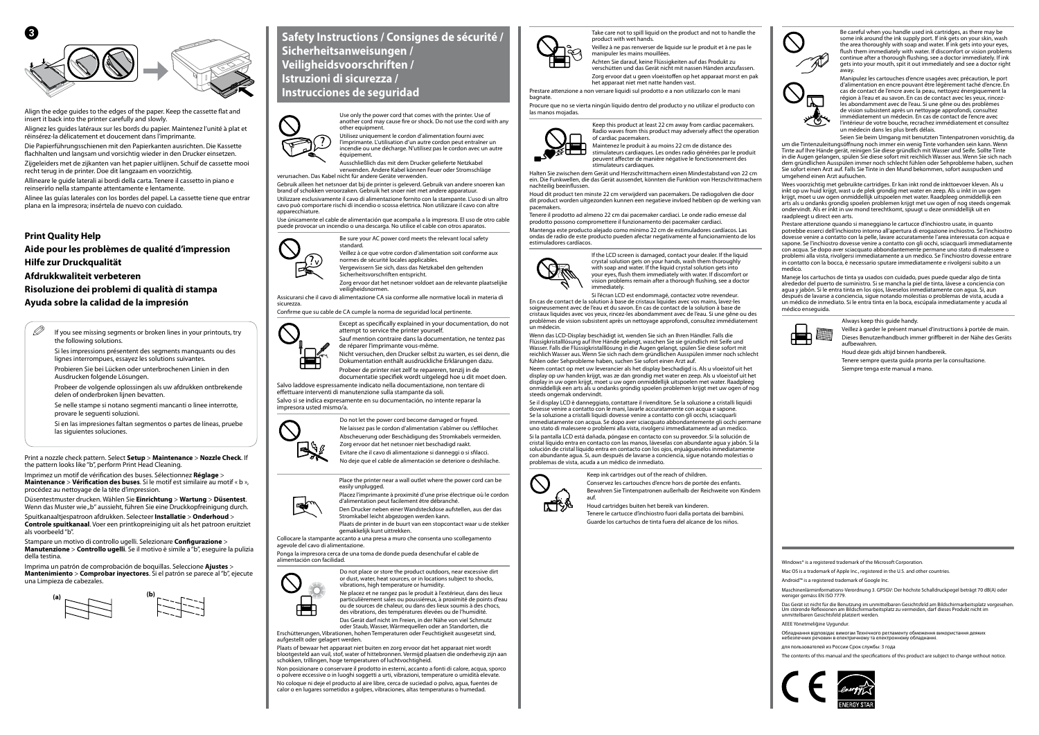Align the edge guides to the edges of the paper. Keep the cassette flat and insert it back into the printer carefully and slowly.

Alignez les guides latéraux sur les bords du papier. Maintenez l'unité à plat et réinsérez-la délicatement et doucement dans l'imprimante.

Die Papierführungsschienen mit den Papierkanten ausrichten. Die Kassette flachhalten und langsam und vorsichtig wieder in den Drucker einsetzen.

Zijgeleiders met de zijkanten van het papier uitlijnen. Schuif de cassette mooi recht terug in de printer. Doe dit langzaam en voorzichtig.

Allineare le guide laterali ai bordi della carta. Tenere il cassetto in piano e reinserirlo nella stampante attentamente e lentamente.

Alinee las guías laterales con los bordes del papel. La cassette tiene que entrar plana en la impresora; insértela de nuevo con cuidado.

## Print Quality Help
## Aide pour les problèmes de qualité d'impression
## Hilfe zur Druckqualität
## Afdrukkwaliteit verbeteren
## Risoluzione dei problemi di qualità di stampa
## Ayuda sobre la calidad de la impresión

If you see missing segments or broken lines in your printouts, try the following solutions.

Si les impressions présentent des segments manquants ou des lignes interrompues, essayez les solutions suivantes.

Probieren Sie bei Lücken oder unterbrochenen Linien in den Ausdrucken folgende Lösungen.

Probeer de volgende oplossingen als uw afdrukken ontbrekende delen of onderbroken lijnen bevatten.

Se nelle stampe si notano segmenti mancanti o linee interrotte, provare le seguenti soluzioni.

Si en las impresiones faltan segmentos o partes de líneas, pruebe las siguientes soluciones.

Print a nozzle check pattern. Select **Setup** > **Maintenance** > **Nozzle Check**. If the pattern looks like "b", perform Print Head Cleaning.

Imprimez un motif de vérification des buses. Sélectionnez **Réglage** > **Maintenance** > **Vérification des buses**. Si le motif est similaire au motif « b », procédez au nettoyage de la tête d'impression.

Düsentestmuster drucken. Wählen Sie **Einrichtung** > **Wartung** > **Düsentest**. Wenn das Muster wie „b" aussieht, führen Sie eine Druckkopfreinigung durch.

Spuitkanaaltjespatroon afdrukken. Selecteer **Installatie** > **Onderhoud** > **Controle spuitkanaal**. Voer een printkopreiniging uit als het patroon eruitziet als voorbeeld "b".

Stampare un motivo di controllo ugelli. Selezionare **Configurazione** > **Manutenzione** > **Controllo ugelli**. Se il motivo è simile a "b", eseguire la pulizia della testina.

Imprima un patrón de comprobación de boquillas. Seleccione **Ajustes** > **Mantenimiento** > **Comprobar inyectores**. Si el patrón se parece al "b", ejecute una Limpieza de cabezales.

(a) (b)

## Safety Instructions / Consignes de sécurité / Sicherheitsanweisungen / Veiligheidsvoorschriften / Istruzioni di sicurezza / Instrucciones de seguridad

Use only the power cord that comes with the printer. Use of another cord may cause fire or shock. Do not use the cord with any other equipment.

Utilisez uniquement le cordon d'alimentation fourni avec l'imprimante. L'utilisation d'un autre cordon peut entraîner un incendie ou une décharge. N'utilisez pas le cordon avec un autre équipement.

Ausschließlich das mit dem Drucker gelieferte Netzkabel verwenden. Andere Kabel können Feuer oder Stromschläge verursachen. Das Kabel nicht für andere Geräte verwenden.

Gebruik alleen het netsnoer dat bij de printer is geleverd. Gebruik van andere snoeren kan brand of schokken veroorzaken. Gebruik het snoer niet met andere apparatuur.

Utilizzare esclusivamente il cavo di alimentazione fornito con la stampante. L'uso di un altro cavo può comportare rischi di incendio o scossa elettrica. Non utilizzare il cavo con altre apparecchiature.

Use únicamente el cable de alimentación que acompaña a la impresora. El uso de otro cable puede provocar un incendio o una descarga. No utilice el cable con otros aparatos.

Be sure your AC power cord meets the relevant local safety standard.

Veillez à ce que votre cordon d'alimentation soit conforme aux normes de sécurité locales applicables.

Vergewissern Sie sich, dass das Netzkabel den geltenden Sicherheitsvorschriften entspricht.

Zorg ervoor dat het netsnoer voldoet aan de relevante plaatselijke veiligheidsnormen.

Assicurarsi che il cavo di alimentazione CA sia conforme alle normative locali in materia di sicurezza.

Confirme que su cable de CA cumple la norma de seguridad local pertinente.

Except as specifically explained in your documentation, do not attempt to service the printer yourself.

Sauf mention contraire dans la documentation, ne tentez pas de réparer l'imprimante vous-même.

Nicht versuchen, den Drucker selbst zu warten, es sei denn, die Dokumentation enthält ausdrückliche Erklärungen dazu.

Probeer de printer niet zelf te repareren, tenzij in de documentatie specifiek wordt uitgelegd hoe u dit moet doen.

Salvo laddove espressamente indicato nella documentazione, non tentare di effettuare interventi di manutenzione sulla stampante da soli.

Salvo si se indica expresamente en su documentación, no intente reparar la impresora usted mismo/a.

Do not let the power cord become damaged or frayed.

Ne laissez pas le cordon d'alimentation s'abîmer ou s'effilocher.

Abscheuerung oder Beschädigung des Stromkabels vermeiden.

Zorg ervoor dat het netsnoer niet beschadigd raakt.

Evitare che il cavo di alimentazione si danneggi o si sfilacci.

No deje que el cable de alimentación se deteriore o deshilache.

Place the printer near a wall outlet where the power cord can be easily unplugged.

Placez l'imprimante à proximité d'une prise électrique où le cordon d'alimentation peut facilement être débranché.

Den Drucker neben einer Wandsteckdose aufstellen, aus der das Stromkabel leicht abgezogen werden kann.

Plaats de printer in de buurt van een stopcontact waar u de stekker gemakkelijk kunt uittrekken.

Collocare la stampante accanto a una presa a muro che consenta uno scollegamento agevole del cavo di alimentazione.

Ponga la impresora cerca de una toma de donde pueda desenchufar el cable de alimentación con facilidad.

Do not place or store the product outdoors, near excessive dirt or dust, water, heat sources, or in locations subject to shocks, vibrations, high temperature or humidity.

Ne placez et ne rangez pas le produit à l'extérieur, dans des lieux particulièrement sales ou poussiéreux, à proximité de points d'eau ou de sources de chaleur, ou dans des lieux soumis à des chocs, des vibrations, des températures élevées ou de l'humidité.

Das Gerät darf nicht im Freien, in der Nähe von viel Schmutz oder Staub, Wasser, Wärmequellen oder an Standorten, die Erschütterungen, Vibrationen, hohen Temperaturen oder Feuchtigkeit ausgesetzt sind, aufgestellt oder gelagert werden.

Plaats of bewaar het apparaat niet buiten en zorg ervoor dat het apparaat niet wordt blootgesteld aan vuil, stof, water of hittebronnen. Vermijd plaatsen die onderhevig zijn aan schokken, trillingen, hoge temperaturen of luchtvochtigheid.

Non posizionare o conservare il prodotto in esterni, accanto a fonti di calore, acqua, sporco o polvere eccessive o in luoghi soggetti a urti, vibrazioni, temperature o umidità elevate.

No coloque ni deje el producto al aire libre, cerca de suciedad o polvo, agua, fuentes de calor o en lugares sometidos a golpes, vibraciones, altas temperaturas o humedad.

Take care not to spill liquid on the product and not to handle the product with wet hands.

Veillez à ne pas renverser de liquide sur le produit et à ne pas le manipuler les mains mouillées.

Achten Sie darauf, keine Flüssigkeiten auf das Produkt zu verschütten und das Gerät nicht mit nassen Händen anzufassen.

Zorg ervoor dat u geen vloeistoffen op het apparaat morst en pak het apparaat niet met natte handen vast.

Prestare attenzione a non versare liquidi sul prodotto e a non utilizzarlo con le mani bagnate.

Procure que no se vierta ningún líquido dentro del producto y no utilizar el producto con las manos mojadas.

Keep this product at least 22 cm away from cardiac pacemakers. Radio waves from this product may adversely affect the operation of cardiac pacemakers.

Maintenez le produit à au moins 22 cm de distance des stimulateurs cardiaques. Les ondes radio générées par le produit peuvent affecter de manière négative le fonctionnement des stimulateurs cardiaques.

Halten Sie zwischen dem Gerät und Herzschrittmachern einen Mindestabstand von 22 cm ein. Die Funkwellen, die das Gerät aussendet, könnten die Funktion von Herzschrittmachern nachteilig beeinflussen.

Houd dit product ten minste 22 cm verwijderd van pacemakers. De radiogolven die door dit product worden uitgezonden kunnen een negatieve invloed hebben op de werking van pacemakers.

Tenere il prodotto ad almeno 22 cm dai pacemaker cardiaci. Le onde radio emesse dal prodotto possono compromettere il funzionamento dei pacemaker cardiaci.

Mantenga este producto alejado como mínimo 22 cm de estimuladores cardíacos. Las ondas de radio de este producto pueden afectar negativamente al funcionamiento de los estimuladores cardíacos.

If the LCD screen is damaged, contact your dealer. If the liquid crystal solution gets on your hands, wash them thoroughly with soap and water. If the liquid crystal solution gets into your eyes, flush them immediately with water. If discomfort or vision problems remain after a thorough flushing, see a doctor immediately.

Si l'écran LCD est endommagé, contactez votre revendeur. En cas de contact de la solution à base de cristaux liquides avec vos mains, lavez-les soigneusement avec de l'eau et du savon. En cas de contact de la solution à base de cristaux liquides avec vos yeux, rincez-les abondamment avec de l'eau. Si une gêne ou des problèmes de vision subsistent après un nettoyage approfondi, consultez immédiatement un médecin.

Wenn das LCD-Display beschädigt ist, wenden Sie sich an Ihren Händler. Falls die Flüssigkristalllösung auf Ihre Hände gelangt, waschen Sie sie gründlich mit Seife und Wasser. Falls die Flüssigkristalllösung in die Augen gelangt, spülen Sie diese sofort mit reichlich Wasser aus. Wenn Sie sich nach dem gründlichen Ausspülen immer noch schlecht fühlen oder Sehprobleme haben, suchen Sie sofort einen Arzt auf.

Neem contact op met uw leverancier als het display beschadigd is. Als u vloeistof uit het display op uw handen krijgt, was ze dan grondig met water en zeep. Als u vloeistof uit het display in uw ogen krijgt, moet u uw ogen onmiddellijk uitspoelen met water. Raadpleeg onmiddellijk een arts als u ondanks grondig spoelen problemen krijgt met uw ogen of nog steeds ongemak ondervindt.

Se il display LCD è danneggiato, contattare il rivenditore. Se la soluzione a cristalli liquidi dovesse venire a contatto con le mani, lavarle accuratamente con acqua e sapone. Se la soluzione a cristalli liquidi dovesse venire a contatto con gli occhi, sciacquarli immediatamente con acqua. Se dopo aver sciacquato abbondantemente gli occhi permane uno stato di malessere o problemi alla vista, rivolgersi immediatamente ad un medico.

Si la pantalla LCD está dañada, póngase en contacto con su proveedor. Si la solución de cristal líquido entra en contacto con las manos, láveselas con abundante agua y jabón. Si la solución de cristal líquido entra en contacto con los ojos, enjuágueselos inmediatamente con abundante agua. Si, aun después de lavarse a conciencia, sigue notando molestias o problemas de vista, acuda a un médico de inmediato.

Keep ink cartridges out of the reach of children.

Conservez les cartouches d'encre hors de portée des enfants.

Bewahren Sie Tintenpatronen außerhalb der Reichweite von Kindern auf.

Houd cartridges buiten het bereik van kinderen.

Tenere le cartucce d'inchiostro fuori dalla portata dei bambini.

Guarde los cartuchos de tinta fuera del alcance de los niños.

Be careful when you handle used ink cartridges, as there may be some ink around the ink supply port. If ink gets on your skin, wash the area thoroughly with soap and water. If ink gets into your eyes, flush them immediately with water. If discomfort or vision problems continue after a thorough flushing, see a doctor immediately. If ink gets into your mouth, spit it out immediately and see a doctor right away.

Manipulez les cartouches d'encre usagées avec précaution, le port d'alimentation en encre pouvant être légèrement taché d'encre. En cas de contact de l'encre avec la peau, nettoyez énergiquement la région à l'eau et au savon. En cas de contact avec les yeux, rincez-les abondamment avec de l'eau. Si une gêne ou des problèmes de vision subsistent après un nettoyage approfondi, consultez immédiatement un médecin. En cas de contact de l'encre avec l'intérieur de votre bouche, recrachez immédiatement et consultez un médecin dans les plus brefs délais.

Seien Sie beim Umgang mit benutzten Tintenpatronen vorsichtig, da um die Tintenzuleitungsöffnung noch immer ein wenig Tinte vorhanden sein kann. Wenn Tinte auf Ihre Hände gerät, reinigen Sie diese gründlich mit Wasser und Seife. Sollte Tinte in die Augen gelangen, spülen Sie diese sofort mit reichlich Wasser aus. Wenn Sie sich nach dem gründlichen Ausspülen immer noch schlecht fühlen oder Sehprobleme haben, suchen Sie sofort einen Arzt auf. Falls Sie Tinte in den Mund bekommen, sofort ausspucken und umgehend einen Arzt aufsuchen.

Wees voorzichtig met gebruikte cartridges. Er kan inkt rond de inkttoevoer kleven. Als u inkt op uw huid krijgt, wast u de plek grondig met water en zeep. Als u inkt in uw ogen krijgt, moet u uw ogen onmiddellijk uitspoelen met water. Raadpleeg onmiddellijk een arts als u ondanks grondig spoelen problemen krijgt met uw ogen of nog steeds ongemak ondervindt. Als er inkt in uw mond terechtkomt, spuugt u deze onmiddellijk uit en raadpleegt u direct een arts.

Prestare attenzione quando si maneggiano le cartucce d'inchiostro usate, in quanto potrebbe esserci dell'inchiostro intorno all'apertura di erogazione inchiostro. Se l'inchiostro dovesse venire a contatto con la pelle, lavare accuratamente l'area interessata con acqua e sapone. Se l'inchiostro dovesse venire a contatto con gli occhi, sciacquarli immediatamente con acqua. Se dopo aver sciacquato abbondantemente permane uno stato di malessere o problemi alla vista, rivolgersi immediatamente a un medico. Se l'inchiostro dovesse entrare in contatto con la bocca, è necessario sputare immediatamente e rivolgersi subito a un medico.

Maneje los cartuchos de tinta ya usados con cuidado, pues puede quedar algo de tinta alrededor del puerto de suministro. Si se mancha la piel de tinta, lávese a conciencia con agua y jabón. Si le entra tinta en los ojos, láveselos inmediatamente con agua. Si, aun después de lavarse a conciencia, sigue notando molestias o problemas de vista, acuda a un médico de inmediato. Si le entra tinta en la boca, escúpala inmediatamente y acuda al médico enseguida.

Always keep this guide handy.

Veillez à garder le présent manuel d'instructions à portée de main.

Dieses Benutzerhandbuch immer griffbereit in der Nähe des Geräts aufbewahren.

Houd deze gids altijd binnen handbereik.

Tenere sempre questa guida pronta per la consultazione.

Siempre tenga este manual a mano.

Windows® is a registered trademark of the Microsoft Corporation.

Mac OS is a trademark of Apple Inc., registered in the U.S. and other countries.

Android™ is a registered trademark of Google Inc.

Maschinenlärminformations-Verordnung 3. GPSGV: Der höchste Schalldruckpegel beträgt 70 dB(A) oder weniger gemäss EN ISO 7779.

Das Gerät ist nicht für die Benutzung im unmittelbaren Gesichtsfeld am Bildschirmarbeitsplatz vorgesehen. Um störende Reflexionen am Bildschirmarbeitsplatz zu vermeiden, darf dieses Produkt nicht im unmittelbaren Gesichtsfeld platziert werden.

AEEE Yönetmeliğine Uygundur.

Обладнання відповідає вимогам Технічного регламенту обмеження використання деяких небезпечних речовин в електричному та електронному обладнанні.

для пользователей из России Срок службы: 3 года

The contents of this manual and the specifications of this product are subject to change without notice.